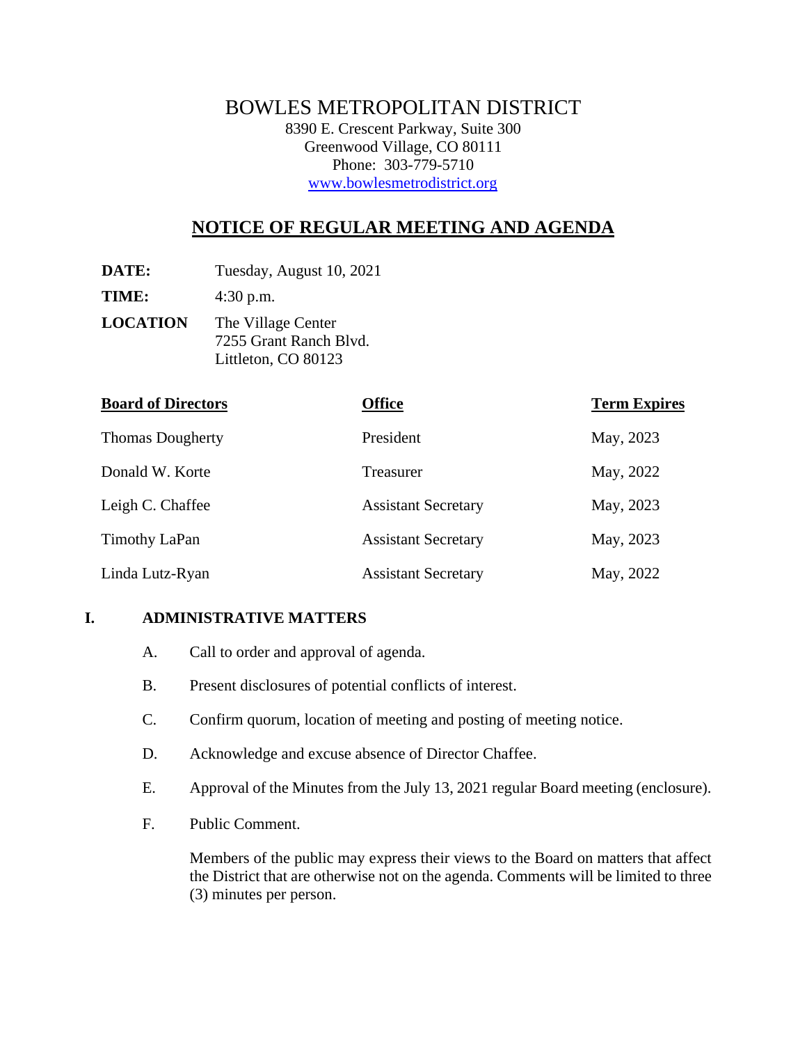# BOWLES METROPOLITAN DISTRICT

8390 E. Crescent Parkway, Suite 300
Greenwood Village, CO 80111
Phone: 303-779-5710
www.bowlesmetrodistrict.org

## NOTICE OF REGULAR MEETING AND AGENDA

**DATE:** Tuesday, August 10, 2021

**TIME:** 4:30 p.m.

**LOCATION** The Village Center
7255 Grant Ranch Blvd.
Littleton, CO 80123

| Board of Directors | Office | Term Expires |
|---|---|---|
| Thomas Dougherty | President | May, 2023 |
| Donald W. Korte | Treasurer | May, 2022 |
| Leigh C. Chaffee | Assistant Secretary | May, 2023 |
| Timothy LaPan | Assistant Secretary | May, 2023 |
| Linda Lutz-Ryan | Assistant Secretary | May, 2022 |

**I. ADMINISTRATIVE MATTERS**

A. Call to order and approval of agenda.

B. Present disclosures of potential conflicts of interest.

C. Confirm quorum, location of meeting and posting of meeting notice.

D. Acknowledge and excuse absence of Director Chaffee.

E. Approval of the Minutes from the July 13, 2021 regular Board meeting (enclosure).

F. Public Comment.

Members of the public may express their views to the Board on matters that affect the District that are otherwise not on the agenda. Comments will be limited to three (3) minutes per person.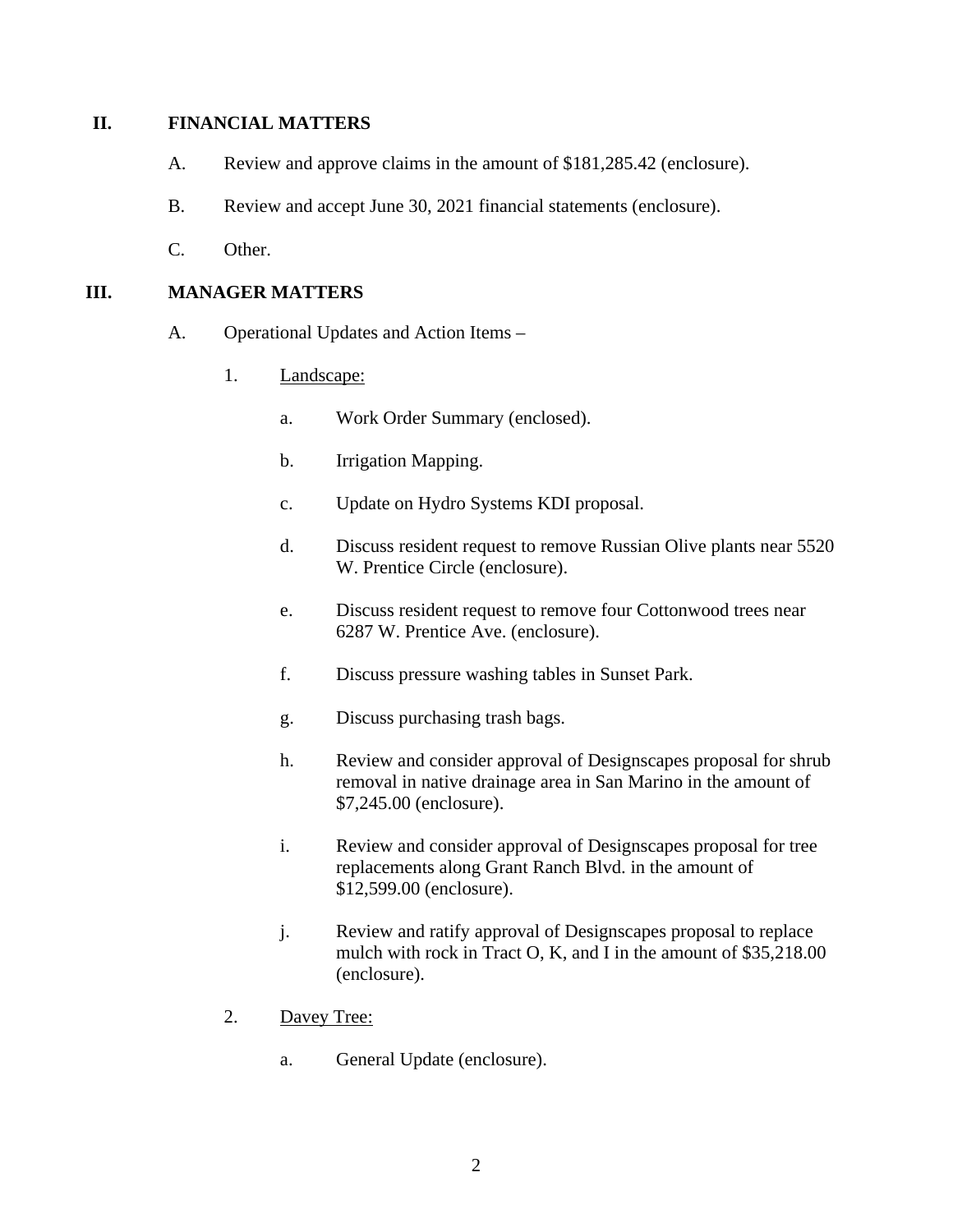## II. FINANCIAL MATTERS

A. Review and approve claims in the amount of $181,285.42 (enclosure).

B. Review and accept June 30, 2021 financial statements (enclosure).

C. Other.

## III. MANAGER MATTERS

A. Operational Updates and Action Items –

1. Landscape:

    a. Work Order Summary (enclosed).

    b. Irrigation Mapping.

    c. Update on Hydro Systems KDI proposal.

    d. Discuss resident request to remove Russian Olive plants near 5520 W. Prentice Circle (enclosure).

    e. Discuss resident request to remove four Cottonwood trees near 6287 W. Prentice Ave. (enclosure).

    f. Discuss pressure washing tables in Sunset Park.

    g. Discuss purchasing trash bags.

    h. Review and consider approval of Designscapes proposal for shrub removal in native drainage area in San Marino in the amount of $7,245.00 (enclosure).

    i. Review and consider approval of Designscapes proposal for tree replacements along Grant Ranch Blvd. in the amount of $12,599.00 (enclosure).

    j. Review and ratify approval of Designscapes proposal to replace mulch with rock in Tract O, K, and I in the amount of $35,218.00 (enclosure).

2. Davey Tree:

    a. General Update (enclosure).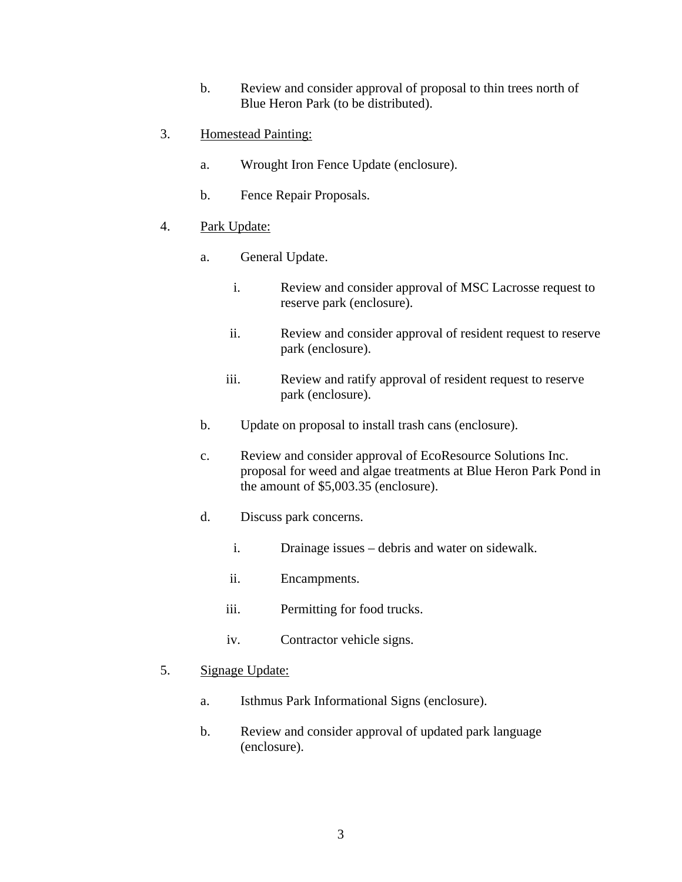b. Review and consider approval of proposal to thin trees north of Blue Heron Park (to be distributed).

3. <u>Homestead Painting:</u>

   a. Wrought Iron Fence Update (enclosure).

   b. Fence Repair Proposals.

4. <u>Park Update:</u>

   a. General Update.

      i. Review and consider approval of MSC Lacrosse request to reserve park (enclosure).

      ii. Review and consider approval of resident request to reserve park (enclosure).

      iii. Review and ratify approval of resident request to reserve park (enclosure).

   b. Update on proposal to install trash cans (enclosure).

   c. Review and consider approval of EcoResource Solutions Inc. proposal for weed and algae treatments at Blue Heron Park Pond in the amount of $5,003.35 (enclosure).

   d. Discuss park concerns.

      i. Drainage issues – debris and water on sidewalk.

      ii. Encampments.

      iii. Permitting for food trucks.

      iv. Contractor vehicle signs.

5. <u>Signage Update:</u>

   a. Isthmus Park Informational Signs (enclosure).

   b. Review and consider approval of updated park language (enclosure).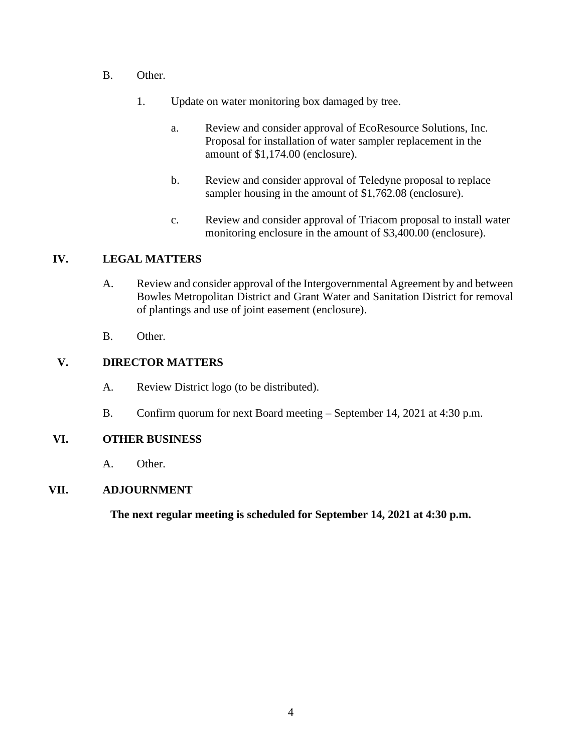B. Other.

1. Update on water monitoring box damaged by tree.

   a. Review and consider approval of EcoResource Solutions, Inc. Proposal for installation of water sampler replacement in the amount of $1,174.00 (enclosure).

   b. Review and consider approval of Teledyne proposal to replace sampler housing in the amount of $1,762.08 (enclosure).

   c. Review and consider approval of Triacom proposal to install water monitoring enclosure in the amount of $3,400.00 (enclosure).

## IV. LEGAL MATTERS

A. Review and consider approval of the Intergovernmental Agreement by and between Bowles Metropolitan District and Grant Water and Sanitation District for removal of plantings and use of joint easement (enclosure).

B. Other.

## V. DIRECTOR MATTERS

A. Review District logo (to be distributed).

B. Confirm quorum for next Board meeting – September 14, 2021 at 4:30 p.m.

## VI. OTHER BUSINESS

A. Other.

## VII. ADJOURNMENT

**The next regular meeting is scheduled for September 14, 2021 at 4:30 p.m.**